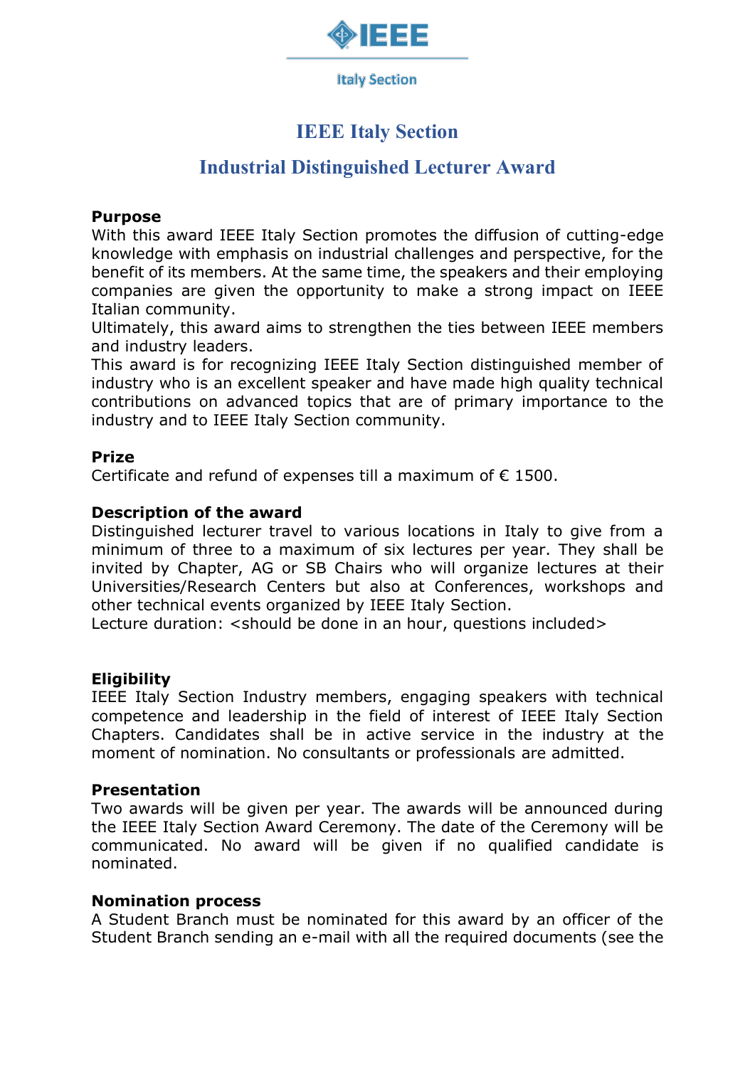IEEE

Italy Section

# IEEE Italy Section

## Industrial Distinguished Lecturer Award

**Purpose**

With this award IEEE Italy Section promotes the diffusion of cutting-edge knowledge with emphasis on industrial challenges and perspective, for the benefit of its members. At the same time, the speakers and their employing companies are given the opportunity to make a strong impact on IEEE Italian community.

Ultimately, this award aims to strengthen the ties between IEEE members and industry leaders.

This award is for recognizing IEEE Italy Section distinguished member of industry who is an excellent speaker and have made high quality technical contributions on advanced topics that are of primary importance to the industry and to IEEE Italy Section community.

**Prize**

Certificate and refund of expenses till a maximum of € 1500.

**Description of the award**

Distinguished lecturer travel to various locations in Italy to give from a minimum of three to a maximum of six lectures per year. They shall be invited by Chapter, AG or SB Chairs who will organize lectures at their Universities/Research Centers but also at Conferences, workshops and other technical events organized by IEEE Italy Section.

Lecture duration: <should be done in an hour, questions included>

**Eligibility**

IEEE Italy Section Industry members, engaging speakers with technical competence and leadership in the field of interest of IEEE Italy Section Chapters. Candidates shall be in active service in the industry at the moment of nomination. No consultants or professionals are admitted.

**Presentation**

Two awards will be given per year. The awards will be announced during the IEEE Italy Section Award Ceremony. The date of the Ceremony will be communicated. No award will be given if no qualified candidate is nominated.

**Nomination process**

A Student Branch must be nominated for this award by an officer of the Student Branch sending an e-mail with all the required documents (see the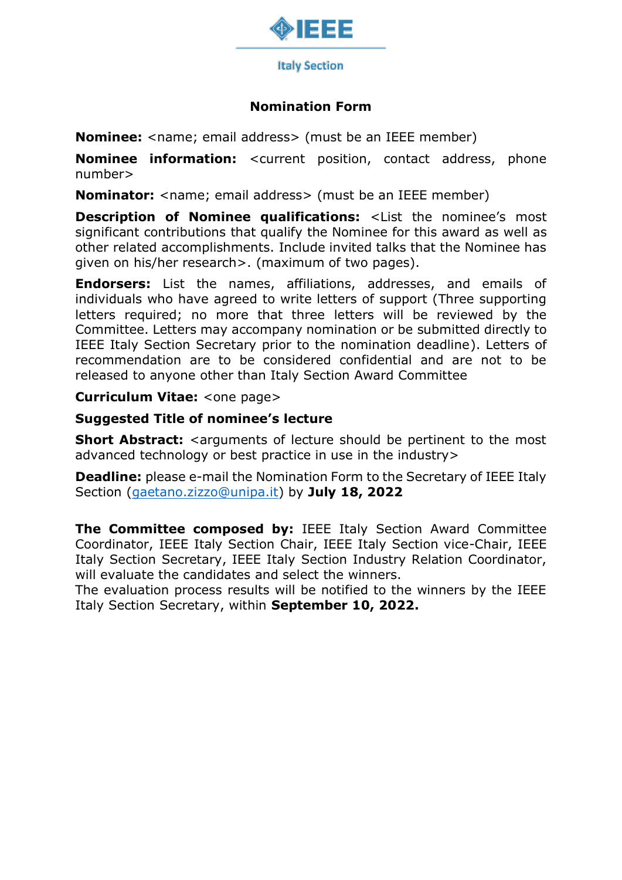IEEE

Italy Section

## Nomination Form

**Nominee:** <name; email address> (must be an IEEE member)

**Nominee information:** <current position, contact address, phone number>

**Nominator:** <name; email address> (must be an IEEE member)

**Description of Nominee qualifications:** <List the nominee's most significant contributions that qualify the Nominee for this award as well as other related accomplishments. Include invited talks that the Nominee has given on his/her research>. (maximum of two pages).

**Endorsers:** List the names, affiliations, addresses, and emails of individuals who have agreed to write letters of support (Three supporting letters required; no more that three letters will be reviewed by the Committee. Letters may accompany nomination or be submitted directly to IEEE Italy Section Secretary prior to the nomination deadline). Letters of recommendation are to be considered confidential and are not to be released to anyone other than Italy Section Award Committee

**Curriculum Vitae:** <one page>

**Suggested Title of nominee's lecture**

**Short Abstract:** <arguments of lecture should be pertinent to the most advanced technology or best practice in use in the industry>

**Deadline:** please e-mail the Nomination Form to the Secretary of IEEE Italy Section (gaetano.zizzo@unipa.it) by **July 18, 2022**

**The Committee composed by:** IEEE Italy Section Award Committee Coordinator, IEEE Italy Section Chair, IEEE Italy Section vice-Chair, IEEE Italy Section Secretary, IEEE Italy Section Industry Relation Coordinator, will evaluate the candidates and select the winners.
The evaluation process results will be notified to the winners by the IEEE Italy Section Secretary, within **September 10, 2022.**